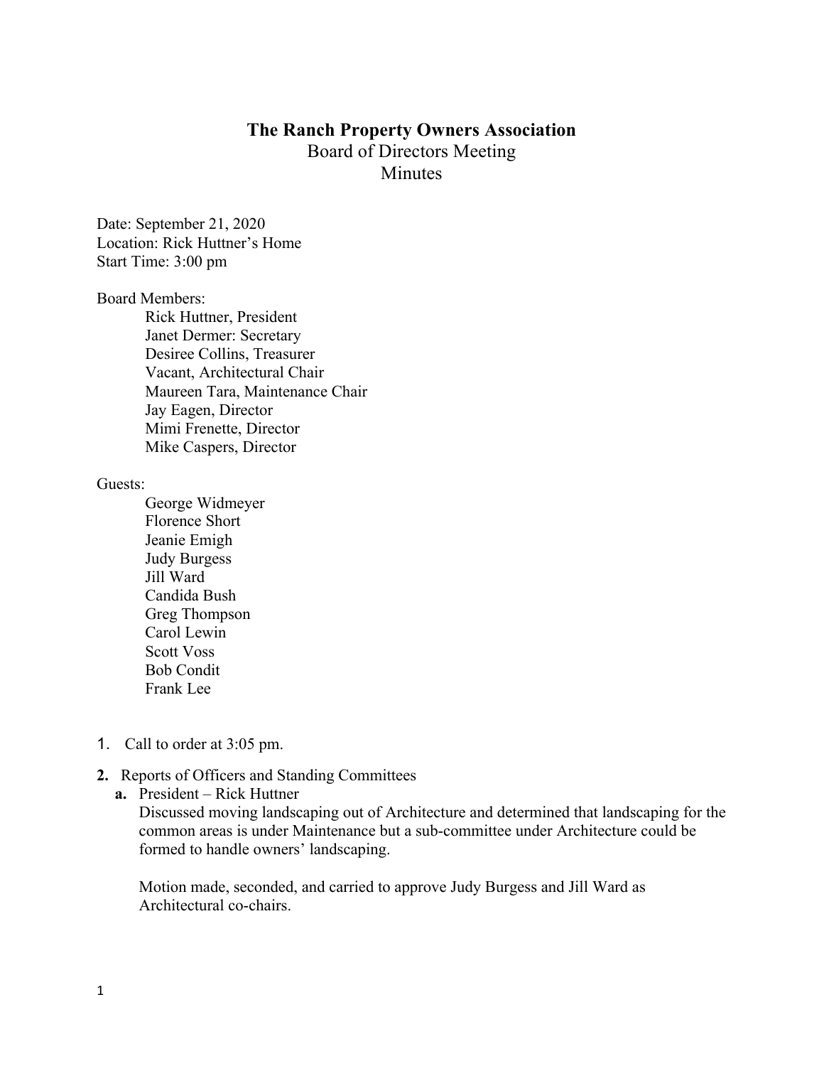# The Ranch Property Owners Association

## Board of Directors Meeting

## Minutes

Date: September 21, 2020
Location: Rick Huttner's Home
Start Time: 3:00 pm

Board Members:

- Rick Huttner, President
- Janet Dermer: Secretary
- Desiree Collins, Treasurer
- Vacant, Architectural Chair
- Maureen Tara, Maintenance Chair
- Jay Eagen, Director
- Mimi Frenette, Director
- Mike Caspers, Director

Guests:

- George Widmeyer
- Florence Short
- Jeanie Emigh
- Judy Burgess
- Jill Ward
- Candida Bush
- Greg Thompson
- Carol Lewin
- Scott Voss
- Bob Condit
- Frank Lee

1. Call to order at 3:05 pm.

2. **Reports of Officers and Standing Committees**

   **a.** President – Rick Huttner

   Discussed moving landscaping out of Architecture and determined that landscaping for the common areas is under Maintenance but a sub-committee under Architecture could be formed to handle owners' landscaping.

   Motion made, seconded, and carried to approve Judy Burgess and Jill Ward as Architectural co-chairs.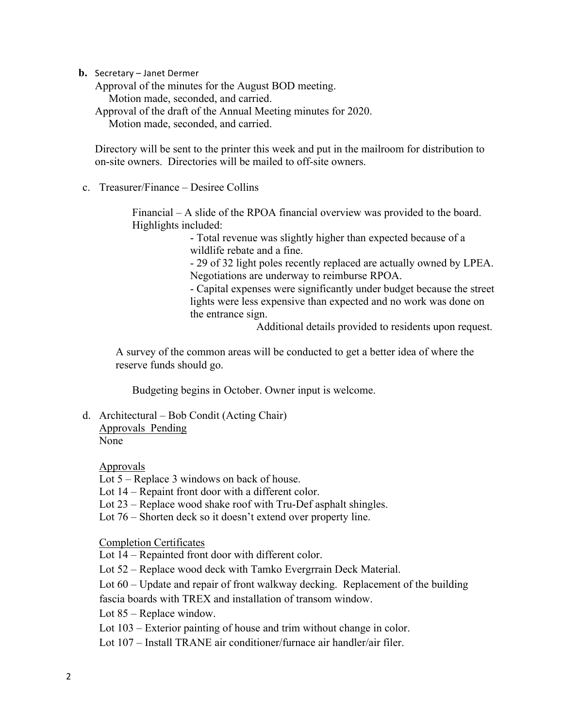**b.** Secretary – Janet Dermer

Approval of the minutes for the August BOD meeting.

Motion made, seconded, and carried.

Approval of the draft of the Annual Meeting minutes for 2020.

Motion made, seconded, and carried.

Directory will be sent to the printer this week and put in the mailroom for distribution to on-site owners. Directories will be mailed to off-site owners.

c. Treasurer/Finance – Desiree Collins

Financial – A slide of the RPOA financial overview was provided to the board. Highlights included:

- Total revenue was slightly higher than expected because of a wildlife rebate and a fine.
- 29 of 32 light poles recently replaced are actually owned by LPEA. Negotiations are underway to reimburse RPOA.
- Capital expenses were significantly under budget because the street lights were less expensive than expected and no work was done on the entrance sign.

Additional details provided to residents upon request.

A survey of the common areas will be conducted to get a better idea of where the reserve funds should go.

Budgeting begins in October. Owner input is welcome.

d. Architectural – Bob Condit (Acting Chair)

Approvals Pending

None

Approvals

Lot 5 – Replace 3 windows on back of house.

Lot 14 – Repaint front door with a different color.

Lot 23 – Replace wood shake roof with Tru-Def asphalt shingles.

Lot 76 – Shorten deck so it doesn't extend over property line.

Completion Certificates

Lot 14 – Repainted front door with different color.

Lot 52 – Replace wood deck with Tamko Evergrrain Deck Material.

Lot 60 – Update and repair of front walkway decking. Replacement of the building fascia boards with TREX and installation of transom window.

Lot 85 – Replace window.

Lot 103 – Exterior painting of house and trim without change in color.

Lot 107 – Install TRANE air conditioner/furnace air handler/air filer.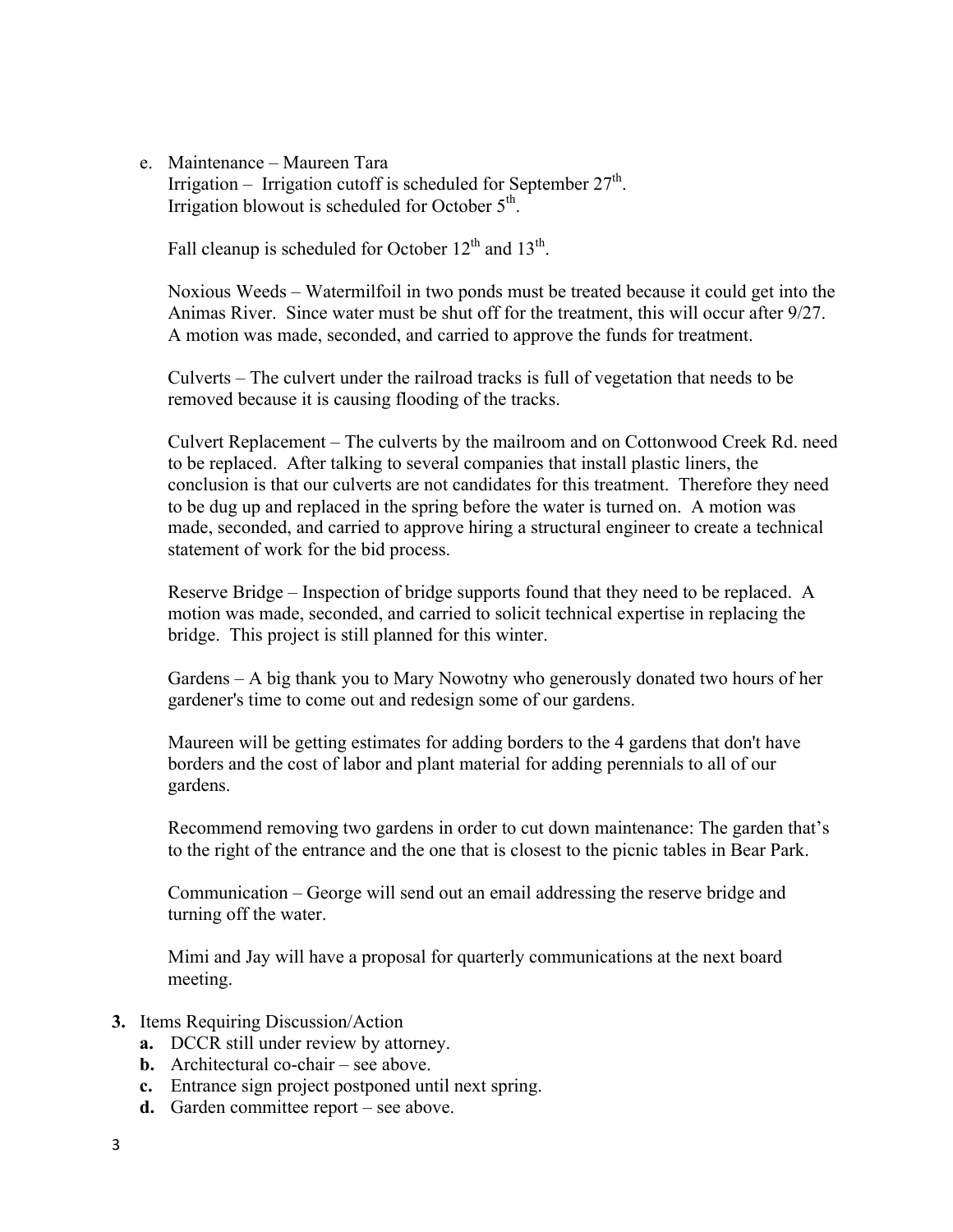e. Maintenance – Maureen Tara

   Irrigation – Irrigation cutoff is scheduled for September 27th.
   Irrigation blowout is scheduled for October 5th.

   Fall cleanup is scheduled for October 12th and 13th.

   Noxious Weeds – Watermilfoil in two ponds must be treated because it could get into the Animas River. Since water must be shut off for the treatment, this will occur after 9/27. A motion was made, seconded, and carried to approve the funds for treatment.

   Culverts – The culvert under the railroad tracks is full of vegetation that needs to be removed because it is causing flooding of the tracks.

   Culvert Replacement – The culverts by the mailroom and on Cottonwood Creek Rd. need to be replaced. After talking to several companies that install plastic liners, the conclusion is that our culverts are not candidates for this treatment. Therefore they need to be dug up and replaced in the spring before the water is turned on. A motion was made, seconded, and carried to approve hiring a structural engineer to create a technical statement of work for the bid process.

   Reserve Bridge – Inspection of bridge supports found that they need to be replaced. A motion was made, seconded, and carried to solicit technical expertise in replacing the bridge. This project is still planned for this winter.

   Gardens – A big thank you to Mary Nowotny who generously donated two hours of her gardener's time to come out and redesign some of our gardens.

   Maureen will be getting estimates for adding borders to the 4 gardens that don't have borders and the cost of labor and plant material for adding perennials to all of our gardens.

   Recommend removing two gardens in order to cut down maintenance: The garden that's to the right of the entrance and the one that is closest to the picnic tables in Bear Park.

   Communication – George will send out an email addressing the reserve bridge and turning off the water.

   Mimi and Jay will have a proposal for quarterly communications at the next board meeting.

**3.** Items Requiring Discussion/Action

   **a.** DCCR still under review by attorney.
   **b.** Architectural co-chair – see above.
   **c.** Entrance sign project postponed until next spring.
   **d.** Garden committee report – see above.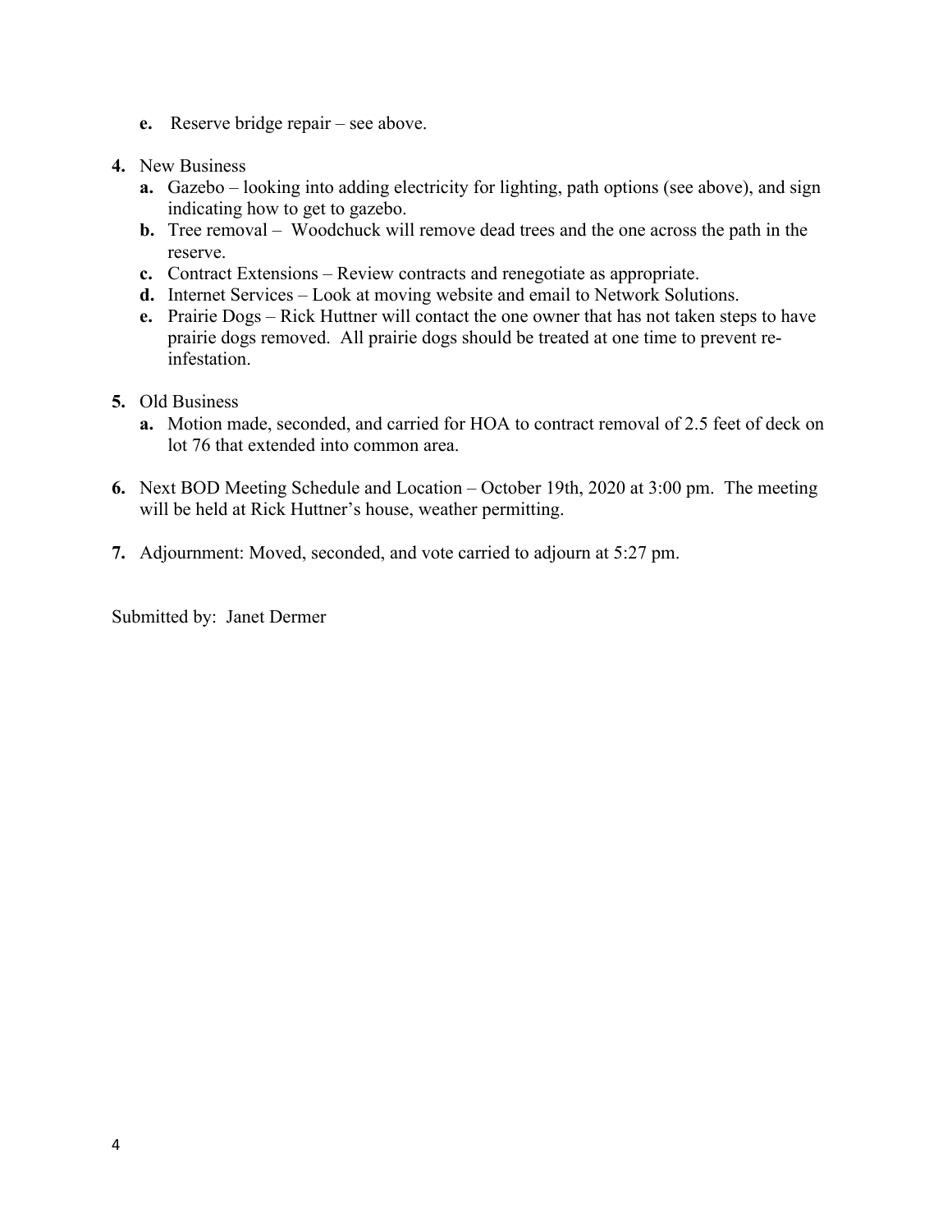**e.** Reserve bridge repair – see above.

**4.** New Business

   **a.** Gazebo – looking into adding electricity for lighting, path options (see above), and sign indicating how to get to gazebo.

   **b.** Tree removal – Woodchuck will remove dead trees and the one across the path in the reserve.

   **c.** Contract Extensions – Review contracts and renegotiate as appropriate.

   **d.** Internet Services – Look at moving website and email to Network Solutions.

   **e.** Prairie Dogs – Rick Huttner will contact the one owner that has not taken steps to have prairie dogs removed. All prairie dogs should be treated at one time to prevent re-infestation.

**5.** Old Business

   **a.** Motion made, seconded, and carried for HOA to contract removal of 2.5 feet of deck on lot 76 that extended into common area.

**6.** Next BOD Meeting Schedule and Location – October 19th, 2020 at 3:00 pm. The meeting will be held at Rick Huttner's house, weather permitting.

**7.** Adjournment: Moved, seconded, and vote carried to adjourn at 5:27 pm.

Submitted by: Janet Dermer